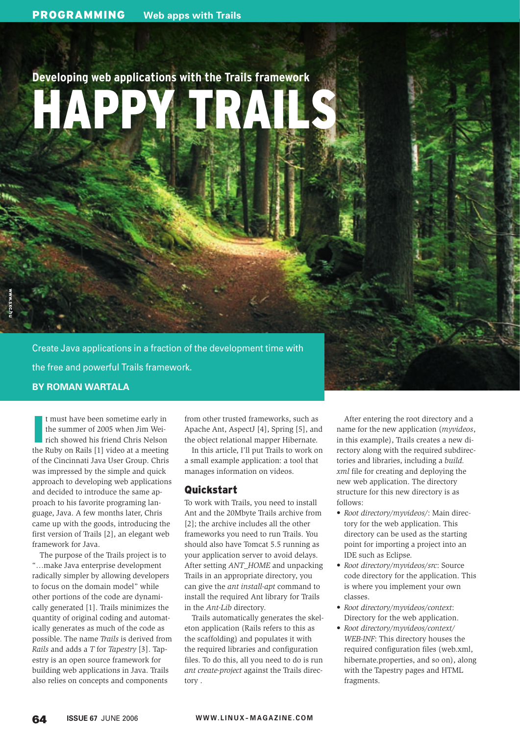Developing web applications with the Trails framework

# HAPPY TRAILS

Create Java applications in a fraction of the development time with the free and powerful Trails framework.

**BY ROMAN WARTALA**

It must have been sometime early in the summer of 2005 when Jim Weirich showed his friend Chris Nelson the Ruby on Rails [1] video at a meeting of the Cincinnati Java User Group. Chris was impressed by the simple and quick approach to developing web applications and decided to introduce the same approach to his favorite programing language, Java. A few months later, Chris came up with the goods, introducing the first version of Trails [2], an elegant web framework for Java.

The purpose of the Trails project is to "…make Java enterprise development radically simpler by allowing developers to focus on the domain model" while other portions of the code are dynamically generated [1]. Trails minimizes the quantity of original coding and automatically generates as much of the code as possible. The name *Trails* is derived from *Rails* and adds a *T* for *Tapestry* [3]. Tapestry is an open source framework for building web applications in Java. Trails also relies on concepts and components from other trusted frameworks, such as Apache Ant, AspectJ [4], Spring [5], and the object relational mapper Hibernate.

In this article, I'll put Trails to work on a small example application: a tool that manages information on videos.

## Quickstart

To work with Trails, you need to install Ant and the 20Mbyte Trails archive from [2]; the archive includes all the other frameworks you need to run Trails. You should also have Tomcat 5.5 running as your application server to avoid delays. After setting *ANT_HOME* and unpacking Trails in an appropriate directory, you can give the *ant install-apt* command to install the required Ant library for Trails in the *Ant-Lib* directory.

Trails automatically generates the skeleton application (Rails refers to this as the scaffolding) and populates it with the required libraries and configuration files. To do this, all you need to do is run *ant create-project* against the Trails directory .

After entering the root directory and a name for the new application (*myvideos*, in this example), Trails creates a new directory along with the required subdirectories and libraries, including a *build.xml* file for creating and deploying the new web application. The directory structure for this new directory is as follows:

- *Root directory/myvideos/*: Main directory for the web application. This directory can be used as the starting point for importing a project into an IDE such as Eclipse.
- *Root directory/myvideos/src*: Source code directory for the application. This is where you implement your own classes.
- *Root directory/myvideos/context*: Directory for the web application.
- *Root directory/myvideos/context/WEB-INF*: This directory houses the required configuration files (web.xml, hibernate.properties, and so on), along with the Tapestry pages and HTML fragments.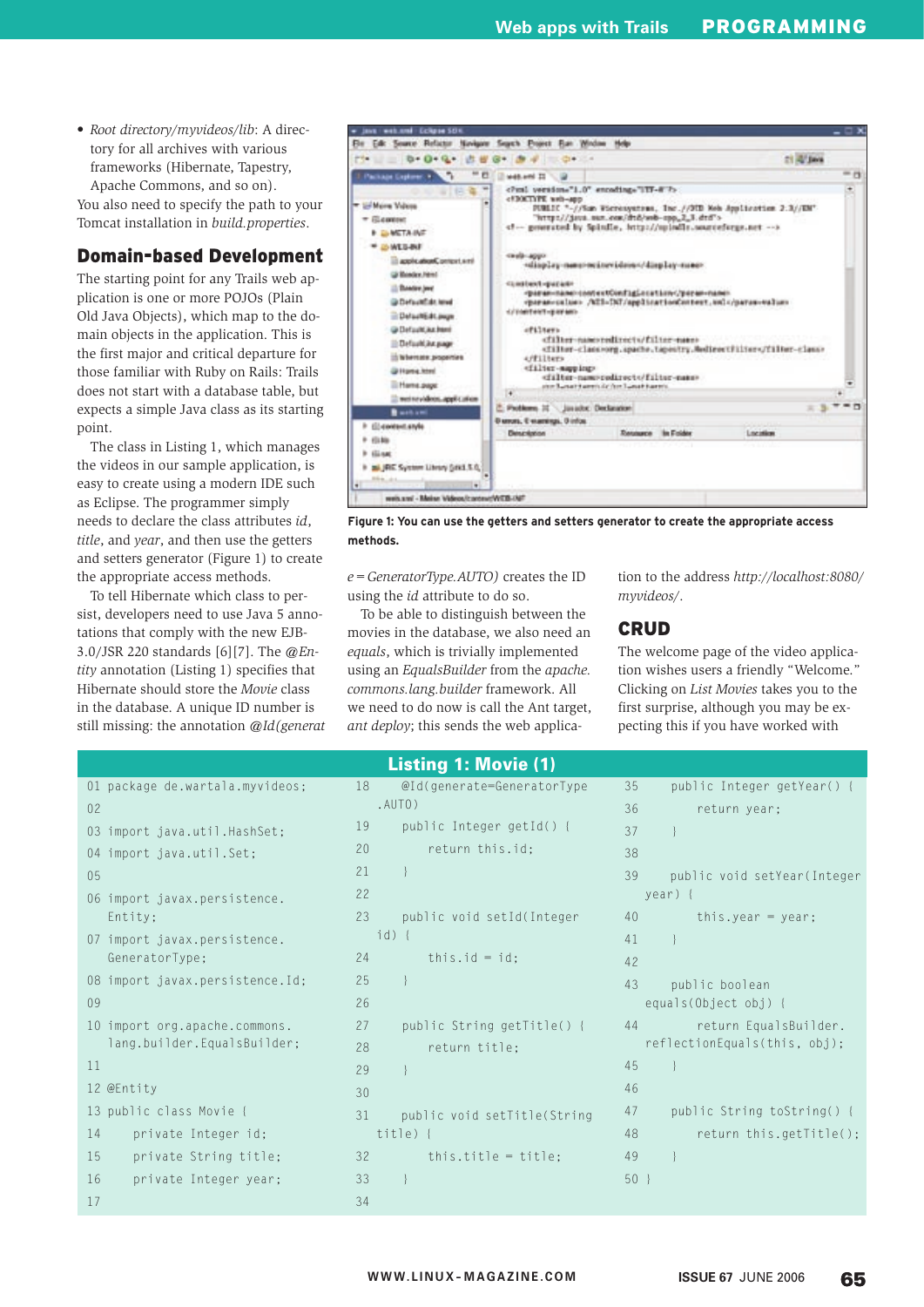- *Root directory/myvideos/lib*: A directory for all archives with various frameworks (Hibernate, Tapestry, Apache Commons, and so on).

You also need to specify the path to your Tomcat installation in *build.properties*.

## Domain-based Development

The starting point for any Trails web application is one or more POJOs (Plain Old Java Objects), which map to the domain objects in the application. This is the first major and critical departure for those familiar with Ruby on Rails: Trails does not start with a database table, but expects a simple Java class as its starting point.

The class in Listing 1, which manages the videos in our sample application, is easy to create using a modern IDE such as Eclipse. The programmer simply needs to declare the class attributes *id*, *title*, and *year*, and then use the getters and setters generator (Figure 1) to create the appropriate access methods.

To tell Hibernate which class to persist, developers need to use Java 5 annotations that comply with the new EJB-3.0/JSR 220 standards [6][7]. The *@Entity* annotation (Listing 1) specifies that Hibernate should store the *Movie* class in the database. A unique ID number is still missing: the annotation *@Id(generate=GeneratorType.AUTO)* creates the ID using the *id* attribute to do so.

Figure 1: You can use the getters and setters generator to create the appropriate access methods.

To be able to distinguish between the movies in the database, we also need an *equals*, which is trivially implemented using an *EqualsBuilder* from the *apache.commons.lang.builder* framework. All we need to do now is call the Ant target, *ant deploy*; this sends the web application to the address *http://localhost:8080/myvideos/*.

## CRUD

The welcome page of the video application wishes users a friendly “Welcome.” Clicking on *List Movies* takes you to the first surprise, although you may be expecting this if you have worked with

### Listing 1: Movie (1)

```
01 package de.wartala.myvideos;
02
03 import java.util.HashSet;
04 import java.util.Set;
05
06 import javax.persistence.
    Entity;
07 import javax.persistence.
    GeneratorType;
08 import javax.persistence.Id;
09
10 import org.apache.commons.
    lang.builder.EqualsBuilder;
11
12 @Entity
13 public class Movie {
14     private Integer id;
15     private String title;
16     private Integer year;
17
18     @Id(generate=GeneratorType
   .AUTO)
19     public Integer getId() {
20         return this.id;
21     }
22
23     public void setId(Integer
   id) {
24         this.id = id;
25     }
26
27     public String getTitle() {
28         return title;
29     }
30
31     public void setTitle(String
   title) {
32         this.title = title;
33     }
34
35     public Integer getYear() {
36         return year;
37     }
38
39     public void setYear(Integer
   year) {
40         this.year = year;
41     }
42
43     public boolean
   equals(Object obj) {
44         return EqualsBuilder.
   reflectionEquals(this, obj);
45     }
46
47     public String toString() {
48         return this.getTitle();
49     }
50 }
```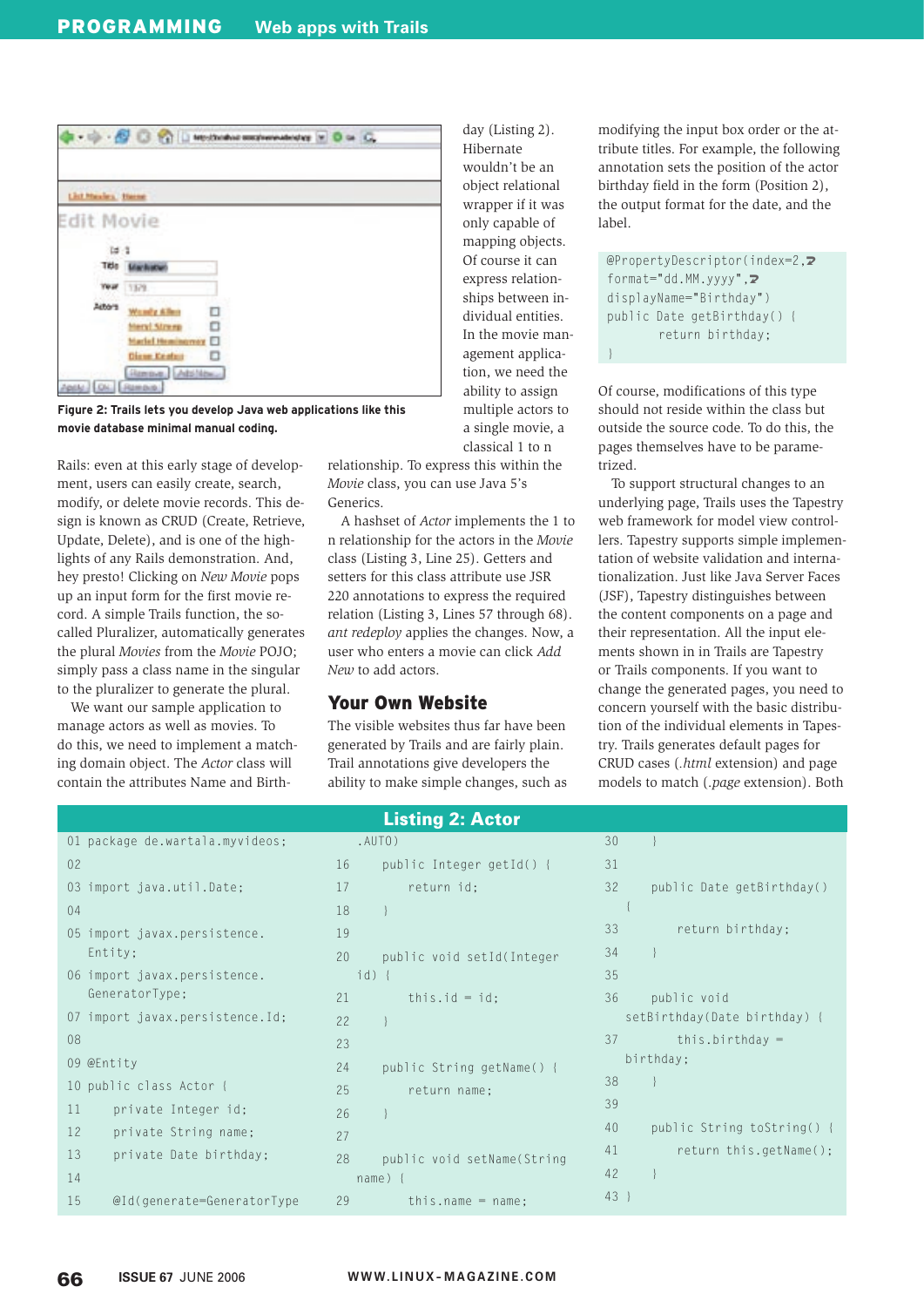Figure 2: Trails lets you develop Java web applications like this movie database minimal manual coding.

Rails: even at this early stage of development, users can easily create, search, modify, or delete movie records. This design is known as CRUD (Create, Retrieve, Update, Delete), and is one of the highlights of any Rails demonstration. And, hey presto! Clicking on *New Movie* pops up an input form for the first movie record. A simple Trails function, the so-called Pluralizer, automatically generates the plural *Movies* from the *Movie* POJO; simply pass a class name in the singular to the pluralizer to generate the plural.

We want our sample application to manage actors as well as movies. To do this, we need to implement a matching domain object. The *Actor* class will contain the attributes Name and Birthday (Listing 2). Hibernate wouldn't be an object relational wrapper if it was only capable of mapping objects. Of course it can express relationships between individual entities. In the movie management application, we need the ability to assign multiple actors to a single movie, a classical 1 to n relationship. To express this within the *Movie* class, you can use Java 5's Generics.

A hashset of *Actor* implements the 1 to n relationship for the actors in the *Movie* class (Listing 3, Line 25). Getters and setters for this class attribute use JSR 220 annotations to express the required relation (Listing 3, Lines 57 through 68). *ant redeploy* applies the changes. Now, a user who enters a movie can click *Add New* to add actors.

## Your Own Website

The visible websites thus far have been generated by Trails and are fairly plain. Trail annotations give developers the ability to make simple changes, such as modifying the input box order or the attribute titles. For example, the following annotation sets the position of the actor birthday field in the form (Position 2), the output format for the date, and the label.

```
@PropertyDescriptor(index=2,
format="dd.MM.yyyy",
displayName="Birthday")
public Date getBirthday() {
        return birthday;
}
```

Of course, modifications of this type should not reside within the class but outside the source code. To do this, the pages themselves have to be parametrized.

To support structural changes to an underlying page, Trails uses the Tapestry web framework for model view controllers. Tapestry supports simple implementation of website validation and internationalization. Just like Java Server Faces (JSF), Tapestry distinguishes between the content components on a page and their representation. All the input elements shown in in Trails are Tapestry or Trails components. If you want to change the generated pages, you need to concern yourself with the basic distribution of the individual elements in Tapestry. Trails generates default pages for CRUD cases (*.html* extension) and page models to match (*.page* extension). Both

### Listing 2: Actor

```
01 package de.wartala.myvideos;
02
03 import java.util.Date;
04
05 import javax.persistence.
   Entity;
06 import javax.persistence.
   GeneratorType;
07 import javax.persistence.Id;
08
09 @Entity
10 public class Actor {
11     private Integer id;
12     private String name;
13     private Date birthday;
14
15     @Id(generate=GeneratorType
   .AUTO)
16     public Integer getId() {
17         return id;
18     }
19
20     public void setId(Integer
   id) {
21         this.id = id;
22     }
23
24     public String getName() {
25         return name;
26     }
27
28     public void setName(String
   name) {
29         this.name = name;
30     }
31
32     public Date getBirthday()
   {
33         return birthday;
34     }
35
36     public void
   setBirthday(Date birthday) {
37         this.birthday =
   birthday;
38     }
39
40     public String toString() {
41         return this.getName();
42     }
43 }
```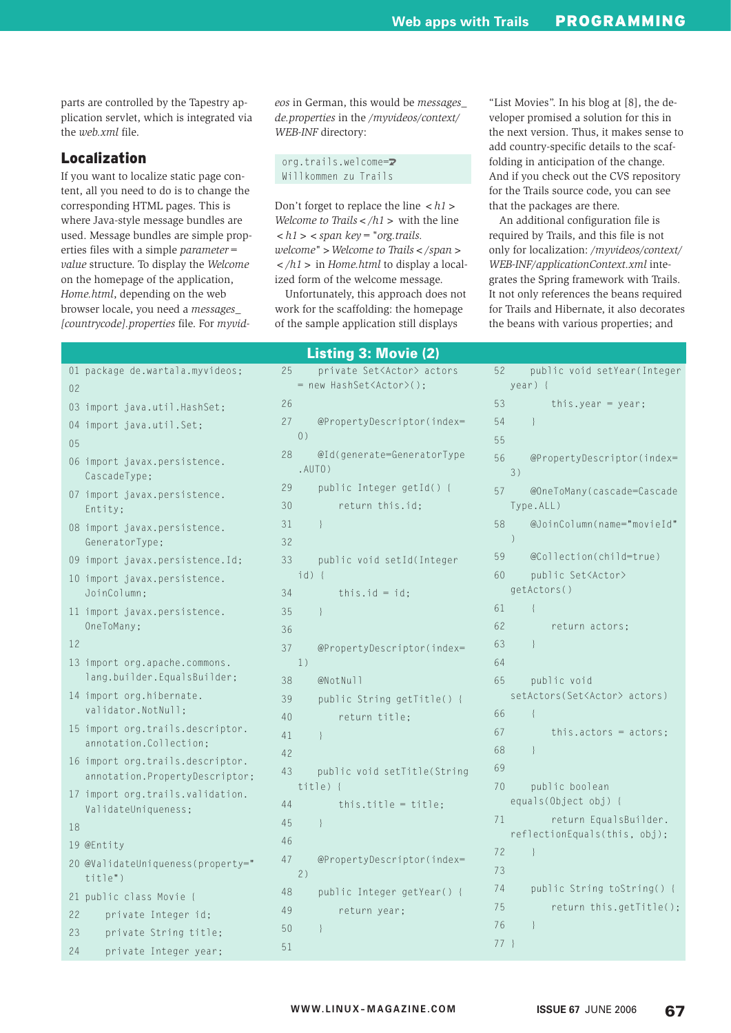parts are controlled by the Tapestry application servlet, which is integrated via the *web.xml* file.

## Localization

If you want to localize static page content, all you need to do is to change the corresponding HTML pages. This is where Java-style message bundles are used. Message bundles are simple properties files with a simple *parameter=value* structure. To display the *Welcome* on the homepage of the application, *Home.html*, depending on the web browser locale, you need a *messages_[countrycode].properties* file. For *myvideos* in German, this would be *messages_de.properties* in the */myvideos/context/WEB-INF* directory:

```
org.trails.welcome=
Willkommen zu Trails
```

Don't forget to replace the line *<h1>Welcome to Trails</h1>* with the line *<h1><span key="org.trails.welcome">Welcome to Trails</span></h1>* in *Home.html* to display a localized form of the welcome message.

Unfortunately, this approach does not work for the scaffolding: the homepage of the sample application still displays "List Movies". In his blog at [8], the developer promised a solution for this in the next version. Thus, it makes sense to add country-specific details to the scaffolding in anticipation of the change. And if you check out the CVS repository for the Trails source code, you can see that the packages are there.

An additional configuration file is required by Trails, and this file is not only for localization: */myvideos/context/WEB-INF/applicationContext.xml* integrates the Spring framework with Trails. It not only references the beans required for Trails and Hibernate, it also decorates the beans with various properties; and

### Listing 3: Movie (2)

```
01 package de.wartala.myvideos;
02
03 import java.util.HashSet;
04 import java.util.Set;
05
06 import javax.persistence.
   CascadeType;
07 import javax.persistence.
   Entity;
08 import javax.persistence.
   GeneratorType;
09 import javax.persistence.Id;
10 import javax.persistence.
   JoinColumn;
11 import javax.persistence.
   OneToMany;
12
13 import org.apache.commons.
   lang.builder.EqualsBuilder;
14 import org.hibernate.
   validator.NotNull;
15 import org.trails.descriptor.
   annotation.Collection;
16 import org.trails.descriptor.
   annotation.PropertyDescriptor;
17 import org.trails.validation.
   ValidateUniqueness;
18
19 @Entity
20 @ValidateUniqueness(property="
   title")
21 public class Movie {
22     private Integer id;
23     private String title;
24     private Integer year;
25     private Set<Actor> actors
   = new HashSet<Actor>();
26
27     @PropertyDescriptor(index=
   0)
28     @Id(generate=GeneratorType
   .AUTO)
29     public Integer getId() {
30         return this.id;
31     }
32
33     public void setId(Integer
   id) {
34         this.id = id;
35     }
36
37     @PropertyDescriptor(index=
   1)
38     @NotNull
39     public String getTitle() {
40         return title;
41     }
42
43     public void setTitle(String
   title) {
44         this.title = title;
45     }
46
47     @PropertyDescriptor(index=
   2)
48     public Integer getYear() {
49         return year;
50     }
51
52     public void setYear(Integer
   year) {
53         this.year = year;
54     }
55
56     @PropertyDescriptor(index=
   3)
57     @OneToMany(cascade=Cascade
   Type.ALL)
58     @JoinColumn(name="movieId"
   )
59     @Collection(child=true)
60     public Set<Actor>
   getActors()
61     {
62         return actors;
63     }
64
65     public void
   setActors(Set<Actor> actors)
66     {
67         this.actors = actors;
68     }
69
70     public boolean
   equals(Object obj) {
71         return EqualsBuilder.
   reflectionEquals(this, obj);
72     }
73
74     public String toString() {
75         return this.getTitle();
76     }
77 }
```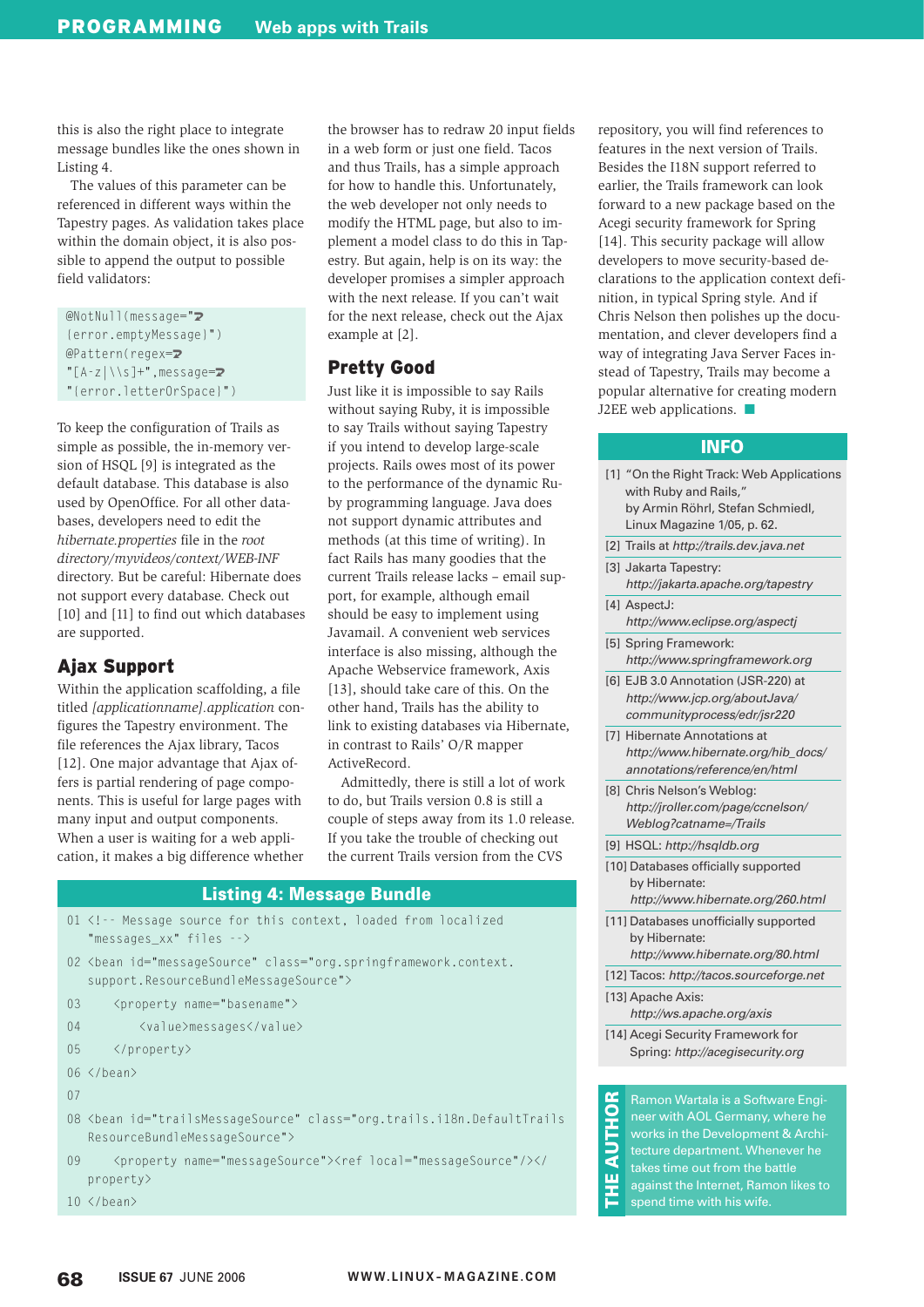this is also the right place to integrate message bundles like the ones shown in Listing 4.

The values of this parameter can be referenced in different ways within the Tapestry pages. As validation takes place within the domain object, it is also possible to append the output to possible field validators:

```
@NotNull(message="
(error.emptyMessage)")
@Pattern(regex=
"[A-z|\\s]+",message=
"(error.letterOrSpace)")
```

To keep the configuration of Trails as simple as possible, the in-memory version of HSQL [9] is integrated as the default database. This database is also used by OpenOffice. For all other databases, developers need to edit the *hibernate.properties* file in the *root directory/myvideos/context/WEB-INF* directory. But be careful: Hibernate does not support every database. Check out [10] and [11] to find out which databases are supported.

## Ajax Support

Within the application scaffolding, a file titled *[applicationname].application* configures the Tapestry environment. The file references the Ajax library, Tacos [12]. One major advantage that Ajax offers is partial rendering of page components. This is useful for large pages with many input and output components. When a user is waiting for a web application, it makes a big difference whether the browser has to redraw 20 input fields in a web form or just one field. Tacos and thus Trails, has a simple approach for how to handle this. Unfortunately, the web developer not only needs to modify the HTML page, but also to implement a model class to do this in Tapestry. But again, help is on its way: the developer promises a simpler approach with the next release. If you can't wait for the next release, check out the Ajax example at [2].

## Pretty Good

Just like it is impossible to say Rails without saying Ruby, it is impossible to say Trails without saying Tapestry if you intend to develop large-scale projects. Rails owes most of its power to the performance of the dynamic Ruby programming language. Java does not support dynamic attributes and methods (at this time of writing). In fact Rails has many goodies that the current Trails release lacks – email support, for example, although email should be easy to implement using Javamail. A convenient web services interface is also missing, although the Apache Webservice framework, Axis [13], should take care of this. On the other hand, Trails has the ability to link to existing databases via Hibernate, in contrast to Rails' O/R mapper ActiveRecord.

Admittedly, there is still a lot of work to do, but Trails version 0.8 is still a couple of steps away from its 1.0 release. If you take the trouble of checking out the current Trails version from the CVS repository, you will find references to features in the next version of Trails. Besides the I18N support referred to earlier, the Trails framework can look forward to a new package based on the Acegi security framework for Spring [14]. This security package will allow developers to move security-based declarations to the application context definition, in typical Spring style. And if Chris Nelson then polishes up the documentation, and clever developers find a way of integrating Java Server Faces instead of Tapestry, Trails may become a popular alternative for creating modern J2EE web applications. ■

### Listing 4: Message Bundle

```
01 <!-- Message source for this context, loaded from localized
   "messages_xx" files -->
02 <bean id="messageSource" class="org.springframework.context.
   support.ResourceBundleMessageSource">
03     <property name="basename">
04         <value>messages</value>
05     </property>
06 </bean>
07
08 <bean id="trailsMessageSource" class="org.trails.i18n.DefaultTrails
   ResourceBundleMessageSource">
09     <property name="messageSource"><ref local="messageSource"/></
   property>
10 </bean>
```

### INFO

[1] "On the Right Track: Web Applications with Ruby and Rails," by Armin Röhrl, Stefan Schmiedl, Linux Magazine 1/05, p. 62.

[2] Trails at *http://trails.dev.java.net*

[3] Jakarta Tapestry: *http://jakarta.apache.org/tapestry*

[4] AspectJ: *http://www.eclipse.org/aspectj*

[5] Spring Framework: *http://www.springframework.org*

[6] EJB 3.0 Annotation (JSR-220) at *http://www.jcp.org/aboutJava/communityprocess/edr/jsr220*

[7] Hibernate Annotations at *http://www.hibernate.org/hib_docs/annotations/reference/en/html*

[8] Chris Nelson's Weblog: *http://jroller.com/page/ccnelson/Weblog?catname=/Trails*

[9] HSQL: *http://hsqldb.org*

[10] Databases officially supported by Hibernate: *http://www.hibernate.org/260.html*

[11] Databases unofficially supported by Hibernate: *http://www.hibernate.org/80.html*

[12] Tacos: *http://tacos.sourceforge.net*

[13] Apache Axis: *http://ws.apache.org/axis*

[14] Acegi Security Framework for Spring: *http://acegisecurity.org*

### THE AUTHOR

Ramon Wartala is a Software Engineer with AOL Germany, where he works in the Development & Architecture department. Whenever he takes time out from the battle against the Internet, Ramon likes to spend time with his wife.